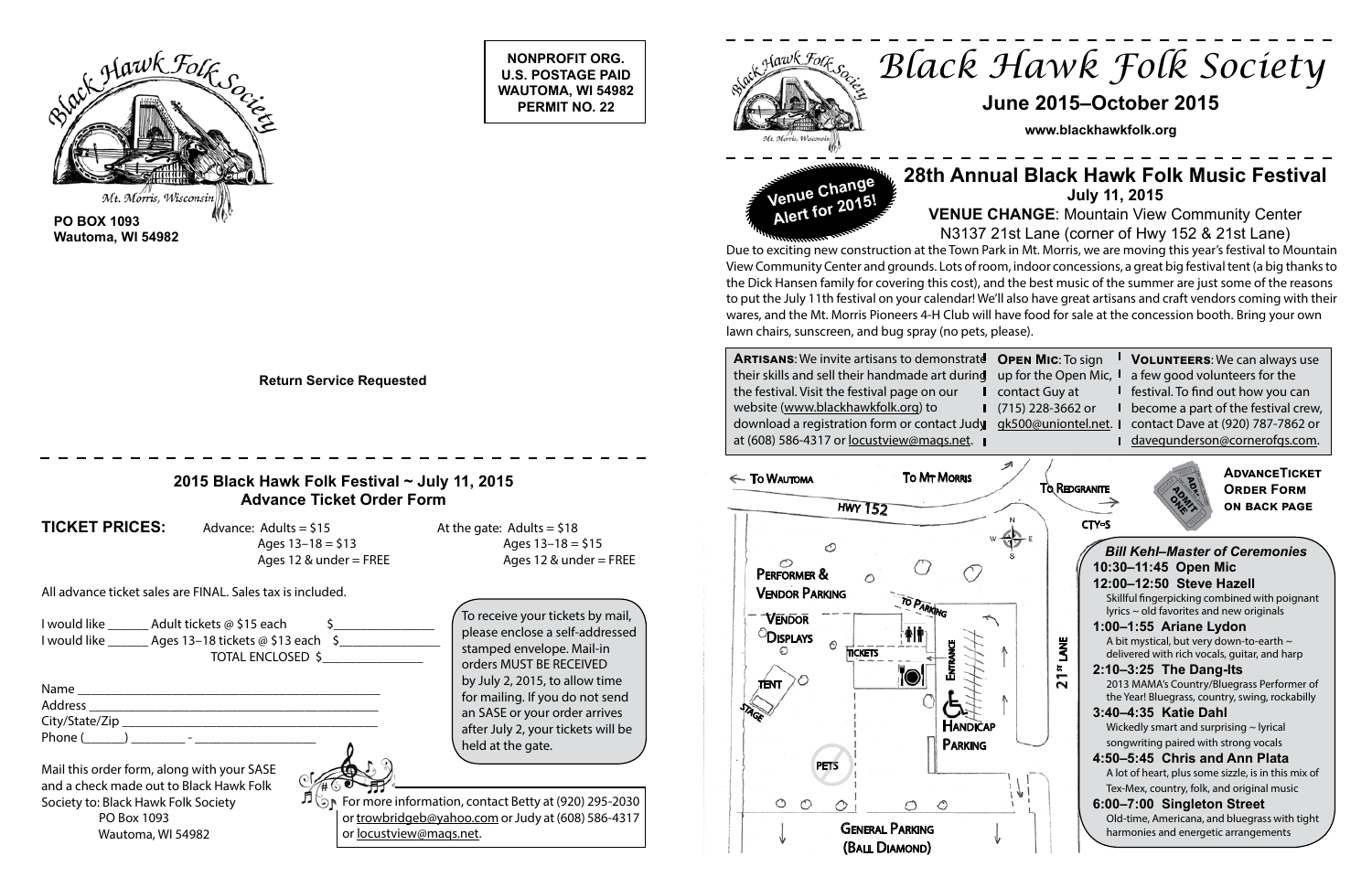Black Hawk Folk Society
Mt. Morris, Wisconsin

PO BOX 1093
Wautoma, WI 54982

**NONPROFIT ORG.**
**U.S. POSTAGE PAID**
**WAUTOMA, WI 54982**
**PERMIT NO. 22**

**Return Service Requested**

## 2015 Black Hawk Folk Festival ~ July 11, 2015
## Advance Ticket Order Form

**TICKET PRICES:**

| Advance | At the gate |
|---|---|
| Adults = $15 | Adults = $18 |
| Ages 13–18 = $13 | Ages 13–18 = $15 |
| Ages 12 & under = FREE | Ages 12 & under = FREE |

All advance ticket sales are FINAL. Sales tax is included.

I would like ______ Adult tickets @ $15 each $_______________

I would like ______ Ages 13–18 tickets @ $13 each $_______________

TOTAL ENCLOSED $_______________

Name ___________________________________________

Address _________________________________________

City/State/Zip ____________________________________

Phone (______) ________ - ________________

To receive your tickets by mail, please enclose a self-addressed stamped envelope. Mail-in orders MUST BE RECEIVED by July 2, 2015, to allow time for mailing. If you do not send an SASE or your order arrives after July 2, your tickets will be held at the gate.

Mail this order form, along with your SASE and a check made out to Black Hawk Folk Society to: Black Hawk Folk Society
PO Box 1093
Wautoma, WI 54982

For more information, contact Betty at (920) 295-2030 or trowbridgeb@yahoo.com or Judy at (608) 586-4317 or locustview@maqs.net.

# Black Hawk Folk Society

## June 2015–October 2015

www.blackhawkfolk.org

**Venue Change Alert for 2015!**

## 28th Annual Black Hawk Folk Music Festival

**July 11, 2015**

**VENUE CHANGE**: Mountain View Community Center
N3137 21st Lane (corner of Hwy 152 & 21st Lane)

Due to exciting new construction at the Town Park in Mt. Morris, we are moving this year's festival to Mountain View Community Center and grounds. Lots of room, indoor concessions, a great big festival tent (a big thanks to the Dick Hansen family for covering this cost), and the best music of the summer are just some of the reasons to put the July 11th festival on your calendar! We'll also have great artisans and craft vendors coming with their wares, and the Mt. Morris Pioneers 4-H Club will have food for sale at the concession booth. Bring your own lawn chairs, sunscreen, and bug spray (no pets, please).

**Artisans**: We invite artisans to demonstrate their skills and sell their handmade art during the festival. Visit the festival page on our website (www.blackhawkfolk.org) to download a registration form or contact Judy at (608) 586-4317 or locustview@maqs.net.

**Open Mic**: To sign up for the Open Mic, contact Guy at (715) 228-3662 or gk500@uniontel.net.

**Volunteers**: We can always use a few good volunteers for the festival. To find out how you can become a part of the festival crew, contact Dave at (920) 787-7862 or davegunderson@cornerofgs.com.

To Wautoma — To Mt Morris — Hwy 152 — To Redgranite — CTY-S — Performer & Vendor Parking — To Parking — Vendor Displays — Tickets — Entrance — 21st Lane — Tent — Stage — Handicap Parking — Pets — General Parking (Ball Diamond)

**Advance Ticket Order Form on back page**

*Bill Kehl–Master of Ceremonies*

**10:30–11:45 Open Mic**

**12:00–12:50 Steve Hazell**
Skillful fingerpicking combined with poignant lyrics ~ old favorites and new originals

**1:00–1:55 Ariane Lydon**
A bit mystical, but very down-to-earth ~ delivered with rich vocals, guitar, and harp

**2:10–3:25 The Dang-Its**
2013 MAMA's Country/Bluegrass Performer of the Year! Bluegrass, country, swing, rockabilly

**3:40–4:35 Katie Dahl**
Wickedly smart and surprising ~ lyrical songwriting paired with strong vocals

**4:50–5:45 Chris and Ann Plata**
A lot of heart, plus some sizzle, is in this mix of Tex-Mex, country, folk, and original music

**6:00–7:00 Singleton Street**
Old-time, Americana, and bluegrass with tight harmonies and energetic arrangements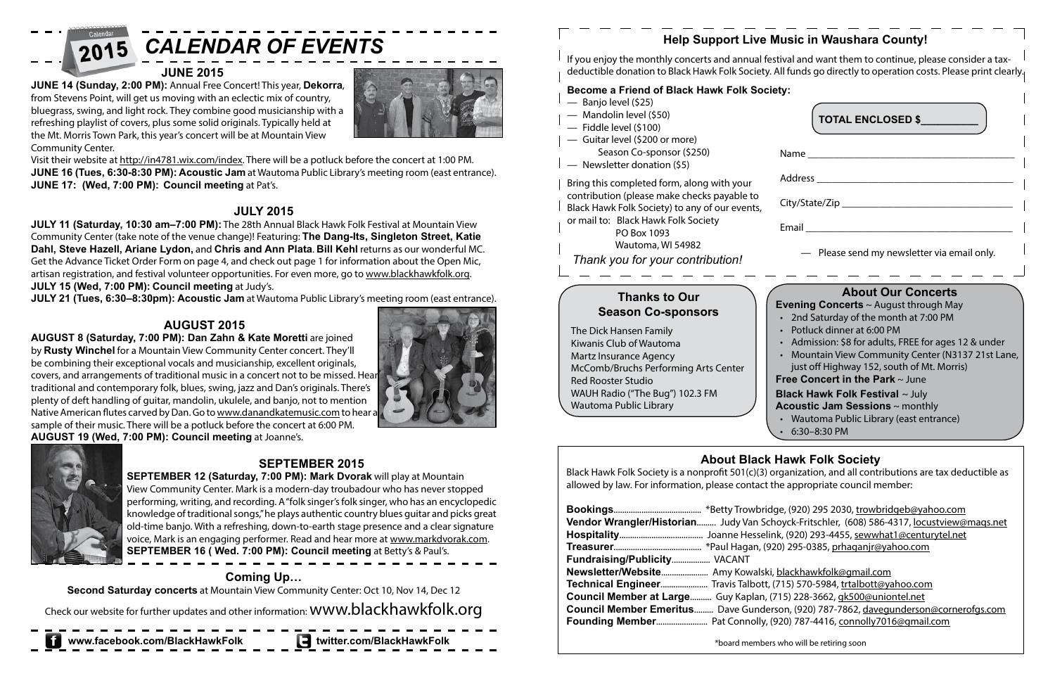# 2015 CALENDAR OF EVENTS

## JUNE 2015

**JUNE 14 (Sunday, 2:00 PM):** Annual Free Concert! This year, **Dekorra**, from Stevens Point, will get us moving with an eclectic mix of country, bluegrass, swing, and light rock. They combine good musicianship with a refreshing playlist of covers, plus some solid originals. Typically held at the Mt. Morris Town Park, this year's concert will be at Mountain View Community Center.

Visit their website at http://in4781.wix.com/index. There will be a potluck before the concert at 1:00 PM.

**JUNE 16 (Tues, 6:30-8:30 PM): Acoustic Jam** at Wautoma Public Library's meeting room (east entrance).

**JUNE 17: (Wed, 7:00 PM): Council meeting** at Pat's.

## JULY 2015

**JULY 11 (Saturday, 10:30 am–7:00 PM):** The 28th Annual Black Hawk Folk Festival at Mountain View Community Center (take note of the venue change)! Featuring: **The Dang-Its, Singleton Street, Katie Dahl, Steve Hazell, Ariane Lydon,** and **Chris and Ann Plata**. **Bill Kehl** returns as our wonderful MC. Get the Advance Ticket Order Form on page 4, and check out page 1 for information about the Open Mic, artisan registration, and festival volunteer opportunities. For even more, go to www.blackhawkfolk.org.

**JULY 15 (Wed, 7:00 PM): Council meeting** at Judy's.

**JULY 21 (Tues, 6:30–8:30pm): Acoustic Jam** at Wautoma Public Library's meeting room (east entrance).

## AUGUST 2015

**AUGUST 8 (Saturday, 7:00 PM): Dan Zahn & Kate Moretti** are joined by **Rusty Winchel** for a Mountain View Community Center concert. They'll be combining their exceptional vocals and musicianship, excellent originals, covers, and arrangements of traditional music in a concert not to be missed. Hear traditional and contemporary folk, blues, swing, jazz and Dan's originals. There's plenty of deft handling of guitar, mandolin, ukulele, and banjo, not to mention Native American flutes carved by Dan. Go to www.danandkatemusic.com to hear a sample of their music. There will be a potluck before the concert at 6:00 PM.

**AUGUST 19 (Wed, 7:00 PM): Council meeting** at Joanne's.

## SEPTEMBER 2015

**SEPTEMBER 12 (Saturday, 7:00 PM): Mark Dvorak** will play at Mountain View Community Center. Mark is a modern-day troubadour who has never stopped performing, writing, and recording. A "folk singer's folk singer, who has an encyclopedic knowledge of traditional songs," he plays authentic country blues guitar and picks great old-time banjo. With a refreshing, down-to-earth stage presence and a clear signature voice, Mark is an engaging performer. Read and hear more at www.markdvorak.com.

**SEPTEMBER 16 ( Wed. 7:00 PM): Council meeting** at Betty's & Paul's.

## Coming Up…

**Second Saturday concerts** at Mountain View Community Center: Oct 10, Nov 14, Dec 12

Check our website for further updates and other information: www.blackhawkfolk.org

**www.facebook.com/BlackHawkFolk** **twitter.com/BlackHawkFolk**

## Help Support Live Music in Waushara County!

If you enjoy the monthly concerts and annual festival and want them to continue, please consider a tax-deductible donation to Black Hawk Folk Society. All funds go directly to operation costs. Please print clearly.

**Become a Friend of Black Hawk Folk Society:**

- — Banjo level ($25)
- — Mandolin level ($50)
- — Fiddle level ($100)
- — Guitar level ($200 or more)
  - Season Co-sponsor ($250)
- — Newsletter donation ($5)

**TOTAL ENCLOSED $__________**

Name ______________________________

Address ______________________________

City/State/Zip ______________________________

Email ______________________________

— Please send my newsletter via email only.

Bring this completed form, along with your contribution (please make checks payable to Black Hawk Folk Society) to any of our events, or mail to: Black Hawk Folk Society
PO Box 1093
Wautoma, WI 54982

*Thank you for your contribution!*

## Thanks to Our Season Co-sponsors

The Dick Hansen Family
Kiwanis Club of Wautoma
Martz Insurance Agency
McComb/Bruchs Performing Arts Center
Red Rooster Studio
WAUH Radio ("The Bug") 102.3 FM
Wautoma Public Library

## About Our Concerts

**Evening Concerts** ~ August through May

- 2nd Saturday of the month at 7:00 PM
- Potluck dinner at 6:00 PM
- Admission: $8 for adults, FREE for ages 12 & under
- Mountain View Community Center (N3137 21st Lane, just off Highway 152, south of Mt. Morris)

**Free Concert in the Park** ~ June

**Black Hawk Folk Festival** ~ July

**Acoustic Jam Sessions** ~ monthly

- Wautoma Public Library (east entrance)
- 6:30–8:30 PM

## About Black Hawk Folk Society

Black Hawk Folk Society is a nonprofit 501(c)(3) organization, and all contributions are tax deductible as allowed by law. For information, please contact the appropriate council member:

**Bookings**........................ *Betty Trowbridge, (920) 295 2030, trowbridgeb@yahoo.com
**Vendor Wrangler/Historian**......... Judy Van Schoyck-Fritschler, (608) 586-4317, locustview@maqs.net
**Hospitality**........................ Joanne Hesselink, (920) 293-4455, sewwhat1@centurytel.net
**Treasurer**........................ *Paul Hagan, (920) 295-0385, prhaganjr@yahoo.com
**Fundraising/Publicity**.................. VACANT
**Newsletter/Website**...................... Amy Kowalski, blackhawkfolk@gmail.com
**Technical Engineer**...................... Travis Talbott, (715) 570-5984, trtalbott@yahoo.com
**Council Member at Large**.......... Guy Kaplan, (715) 228-3662, gk500@uniontel.net
**Council Member Emeritus**......... Dave Gunderson, (920) 787-7862, davegunderson@cornerofgs.com
**Founding Member**........................ Pat Connolly, (920) 787-4416, connolly7016@gmail.com

*board members who will be retiring soon